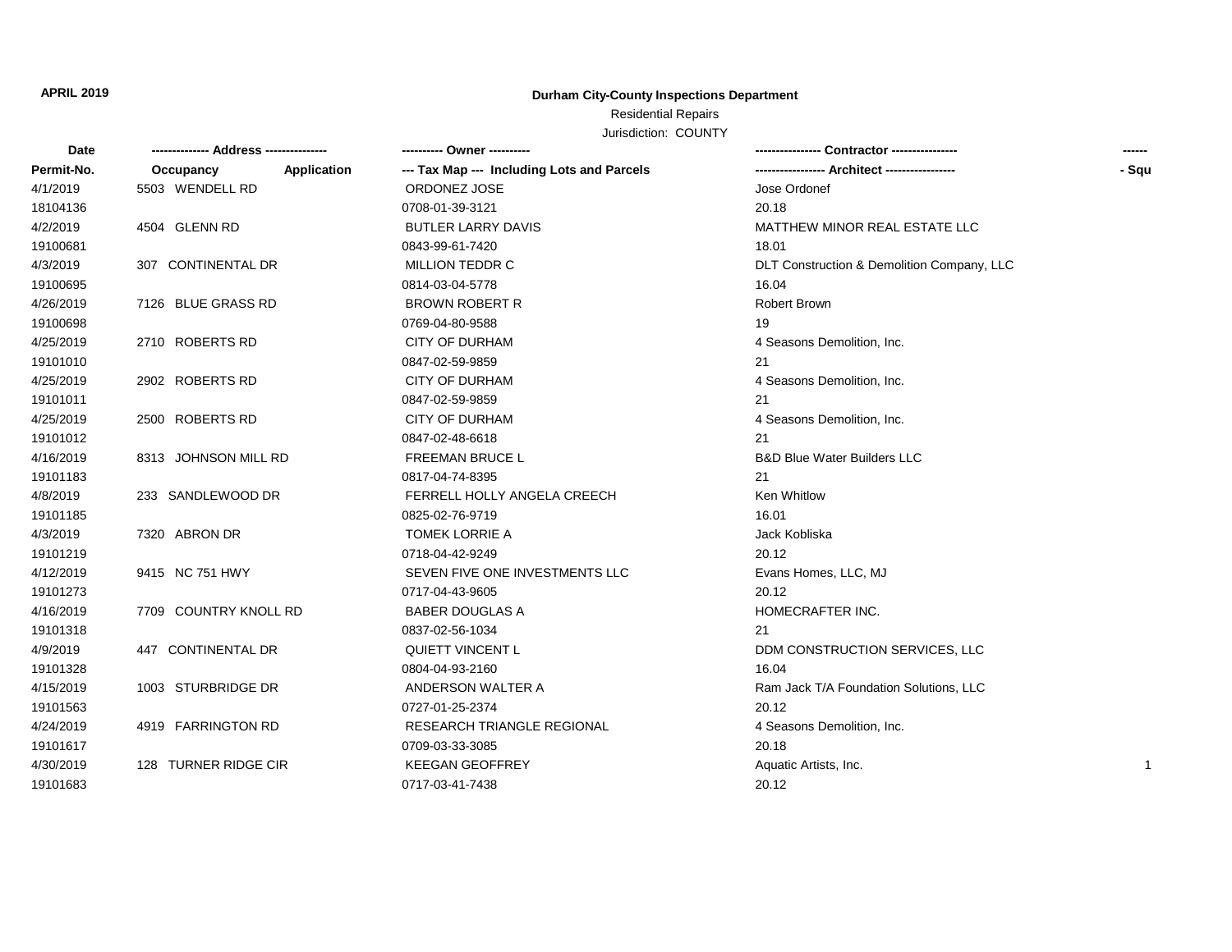**APRIL 2019**

# Durham City-County Inspections Department

## Residential Repairs

Jurisdiction: COUNTY

| Date | ------------- Address -------------- | | ---------- Owner ---------- | ---------------- Contractor ---------------- | ------ |
|---|---|---|---|---|---|
| Permit-No. | Occupancy | Application | --- Tax Map --- Including Lots and Parcels | ----------------- Architect ----------------- | - Squ |
| 4/1/2019 | 5503 WENDELL RD | | ORDONEZ JOSE | Jose Ordonef | |
| 18104136 | | | 0708-01-39-3121 | 20.18 | |
| 4/2/2019 | 4504 GLENN RD | | BUTLER LARRY DAVIS | MATTHEW MINOR REAL ESTATE LLC | |
| 19100681 | | | 0843-99-61-7420 | 18.01 | |
| 4/3/2019 | 307 CONTINENTAL DR | | MILLION TEDDR C | DLT Construction & Demolition Company, LLC | |
| 19100695 | | | 0814-03-04-5778 | 16.04 | |
| 4/26/2019 | 7126 BLUE GRASS RD | | BROWN ROBERT R | Robert Brown | |
| 19100698 | | | 0769-04-80-9588 | 19 | |
| 4/25/2019 | 2710 ROBERTS RD | | CITY OF DURHAM | 4 Seasons Demolition, Inc. | |
| 19101010 | | | 0847-02-59-9859 | 21 | |
| 4/25/2019 | 2902 ROBERTS RD | | CITY OF DURHAM | 4 Seasons Demolition, Inc. | |
| 19101011 | | | 0847-02-59-9859 | 21 | |
| 4/25/2019 | 2500 ROBERTS RD | | CITY OF DURHAM | 4 Seasons Demolition, Inc. | |
| 19101012 | | | 0847-02-48-6618 | 21 | |
| 4/16/2019 | 8313 JOHNSON MILL RD | | FREEMAN BRUCE L | B&D Blue Water Builders LLC | |
| 19101183 | | | 0817-04-74-8395 | 21 | |
| 4/8/2019 | 233 SANDLEWOOD DR | | FERRELL HOLLY ANGELA CREECH | Ken Whitlow | |
| 19101185 | | | 0825-02-76-9719 | 16.01 | |
| 4/3/2019 | 7320 ABRON DR | | TOMEK LORRIE A | Jack Kobliska | |
| 19101219 | | | 0718-04-42-9249 | 20.12 | |
| 4/12/2019 | 9415 NC 751 HWY | | SEVEN FIVE ONE INVESTMENTS LLC | Evans Homes, LLC, MJ | |
| 19101273 | | | 0717-04-43-9605 | 20.12 | |
| 4/16/2019 | 7709 COUNTRY KNOLL RD | | BABER DOUGLAS A | HOMECRAFTER INC. | |
| 19101318 | | | 0837-02-56-1034 | 21 | |
| 4/9/2019 | 447 CONTINENTAL DR | | QUIETT VINCENT L | DDM CONSTRUCTION SERVICES, LLC | |
| 19101328 | | | 0804-04-93-2160 | 16.04 | |
| 4/15/2019 | 1003 STURBRIDGE DR | | ANDERSON WALTER A | Ram Jack T/A Foundation Solutions, LLC | |
| 19101563 | | | 0727-01-25-2374 | 20.12 | |
| 4/24/2019 | 4919 FARRINGTON RD | | RESEARCH TRIANGLE REGIONAL | 4 Seasons Demolition, Inc. | |
| 19101617 | | | 0709-03-33-3085 | 20.18 | |
| 4/30/2019 | 128 TURNER RIDGE CIR | | KEEGAN GEOFFREY | Aquatic Artists, Inc. | 1 |
| 19101683 | | | 0717-03-41-7438 | 20.12 | |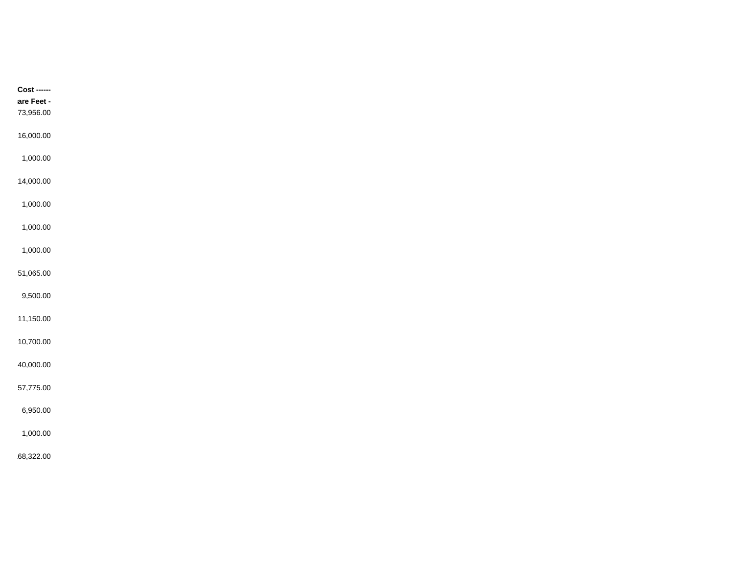| Cost ------ |
| --- |
| are Feet - |
| 73,956.00 |
| 16,000.00 |
| 1,000.00 |
| 14,000.00 |
| 1,000.00 |
| 1,000.00 |
| 1,000.00 |
| 51,065.00 |
| 9,500.00 |
| 11,150.00 |
| 10,700.00 |
| 40,000.00 |
| 57,775.00 |
| 6,950.00 |
| 1,000.00 |
| 68,322.00 |